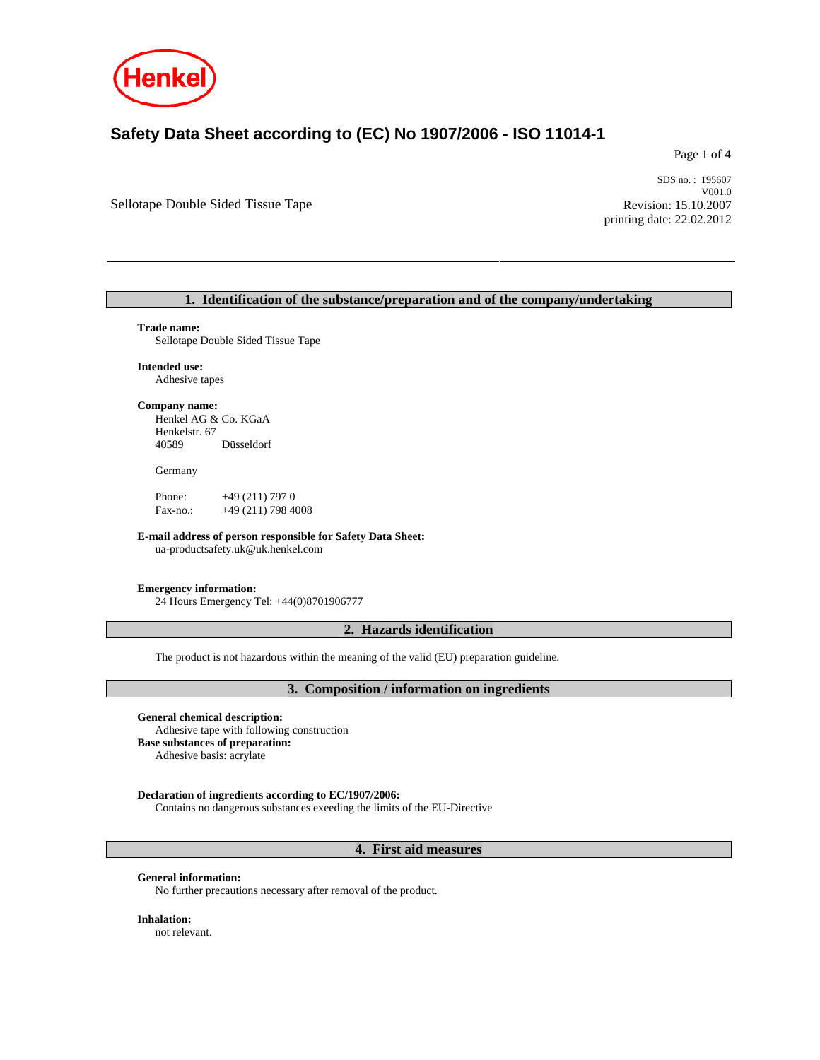# Safety Data Sheet according to (EC) No 1907/2006 - ISO 11014-1

SDS no. : 195607
V001.0

Sellotape Double Sided Tissue Tape

Revision: 15.10.2007
printing date: 22.02.2012

## 1. Identification of the substance/preparation and of the company/undertaking

**Trade name:**
Sellotape Double Sided Tissue Tape

**Intended use:**
Adhesive tapes

**Company name:**
Henkel AG & Co. KGaA
Henkelstr. 67
40589 Düsseldorf

Germany

Phone: +49 (211) 797 0
Fax-no.: +49 (211) 798 4008

**E-mail address of person responsible for Safety Data Sheet:**
ua-productsafety.uk@uk.henkel.com

**Emergency information:**
24 Hours Emergency Tel: +44(0)8701906777

## 2. Hazards identification

The product is not hazardous within the meaning of the valid (EU) preparation guideline.

## 3. Composition / information on ingredients

**General chemical description:**
Adhesive tape with following construction

**Base substances of preparation:**
Adhesive basis: acrylate

**Declaration of ingredients according to EC/1907/2006:**
Contains no dangerous substances exeeding the limits of the EU-Directive

## 4. First aid measures

**General information:**
No further precautions necessary after removal of the product.

**Inhalation:**
not relevant.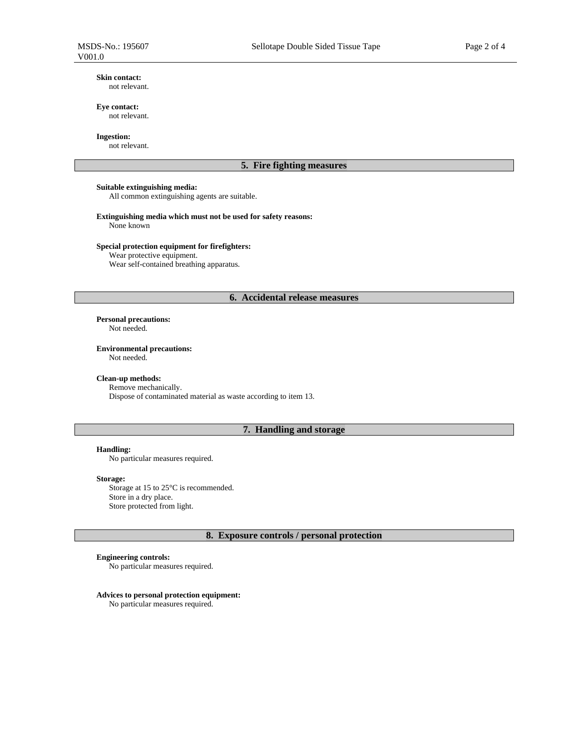**Skin contact:**
not relevant.

**Eye contact:**
not relevant.

**Ingestion:**
not relevant.

## 5. Fire fighting measures

**Suitable extinguishing media:**
All common extinguishing agents are suitable.

**Extinguishing media which must not be used for safety reasons:**
None known

**Special protection equipment for firefighters:**
Wear protective equipment.
Wear self-contained breathing apparatus.

## 6. Accidental release measures

**Personal precautions:**
Not needed.

**Environmental precautions:**
Not needed.

**Clean-up methods:**
Remove mechanically.
Dispose of contaminated material as waste according to item 13.

## 7. Handling and storage

**Handling:**
No particular measures required.

**Storage:**
Storage at 15 to 25°C is recommended.
Store in a dry place.
Store protected from light.

## 8. Exposure controls / personal protection

**Engineering controls:**
No particular measures required.

**Advices to personal protection equipment:**
No particular measures required.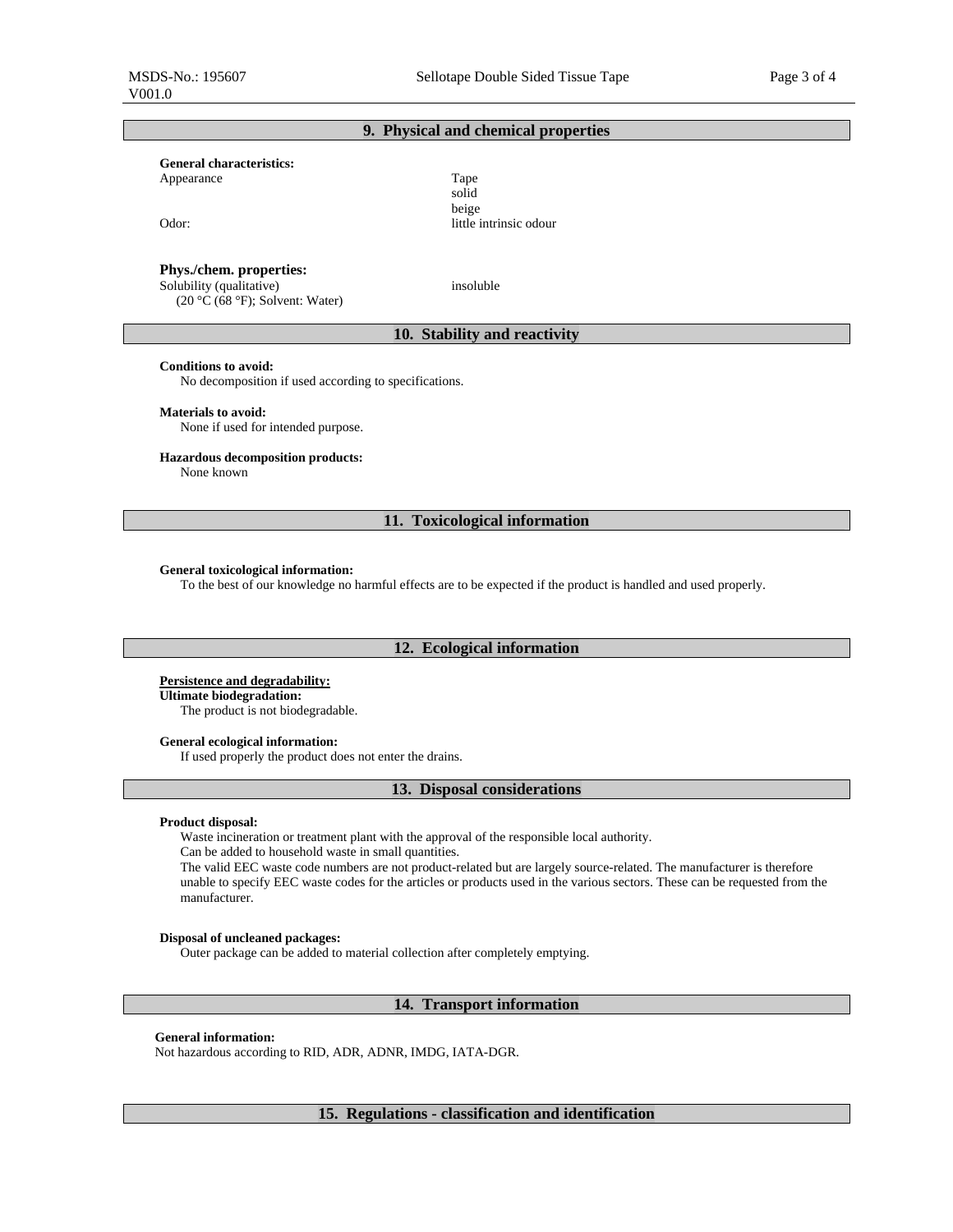## 9. Physical and chemical properties

**General characteristics:**

| | |
|---|---|
| Appearance | Tape<br>solid<br>beige |
| Odor: | little intrinsic odour |

**Phys./chem. properties:**

| | |
|---|---|
| Solubility (qualitative)<br>(20 °C (68 °F); Solvent: Water) | insoluble |

## 10. Stability and reactivity

**Conditions to avoid:**
No decomposition if used according to specifications.

**Materials to avoid:**
None if used for intended purpose.

**Hazardous decomposition products:**
None known

## 11. Toxicological information

**General toxicological information:**
To the best of our knowledge no harmful effects are to be expected if the product is handled and used properly.

## 12. Ecological information

**Persistence and degradability:**
**Ultimate biodegradation:**
The product is not biodegradable.

**General ecological information:**
If used properly the product does not enter the drains.

## 13. Disposal considerations

**Product disposal:**
Waste incineration or treatment plant with the approval of the responsible local authority.
Can be added to household waste in small quantities.
The valid EEC waste code numbers are not product-related but are largely source-related. The manufacturer is therefore unable to specify EEC waste codes for the articles or products used in the various sectors. These can be requested from the manufacturer.

**Disposal of uncleaned packages:**
Outer package can be added to material collection after completely emptying.

## 14. Transport information

**General information:**
Not hazardous according to RID, ADR, ADNR, IMDG, IATA-DGR.

## 15. Regulations - classification and identification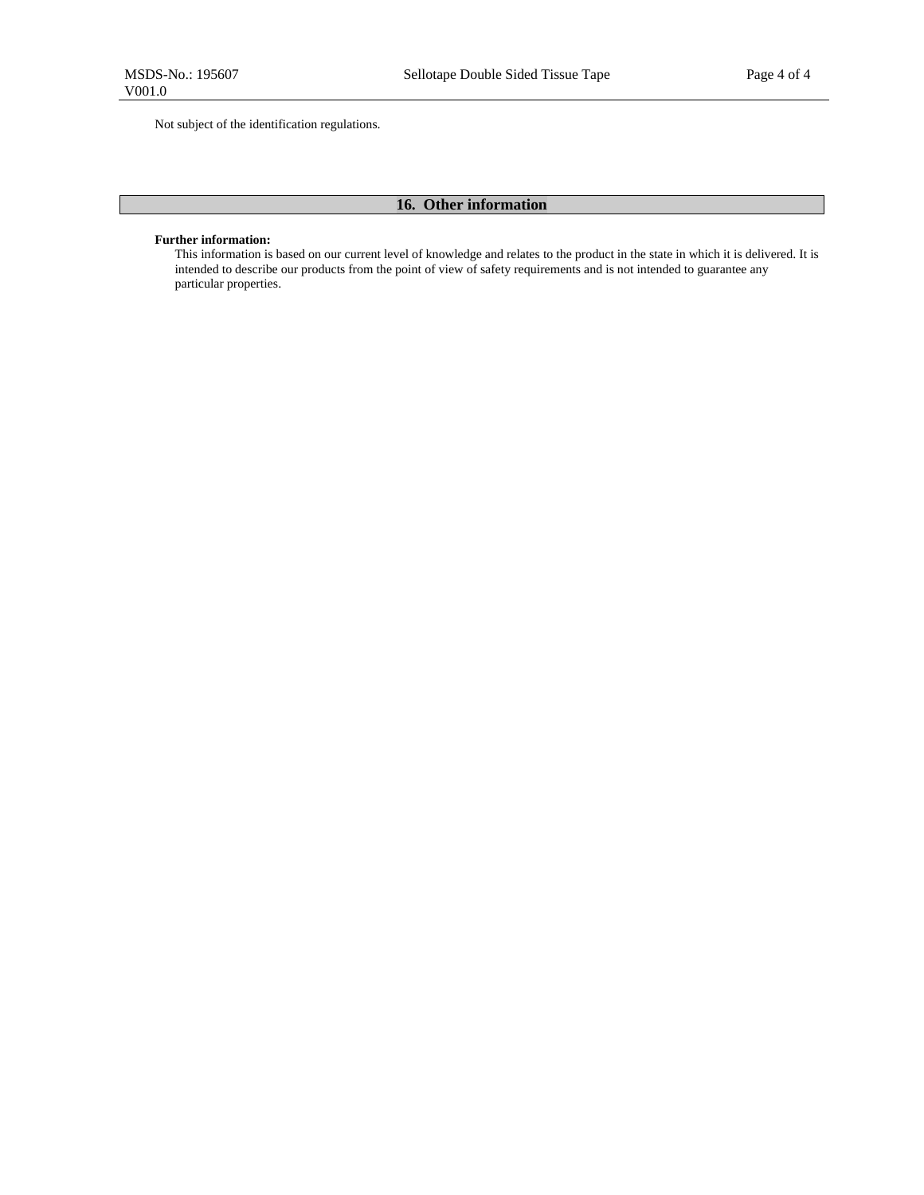Not subject of the identification regulations.

## 16. Other information

**Further information:**

This information is based on our current level of knowledge and relates to the product in the state in which it is delivered. It is intended to describe our products from the point of view of safety requirements and is not intended to guarantee any particular properties.